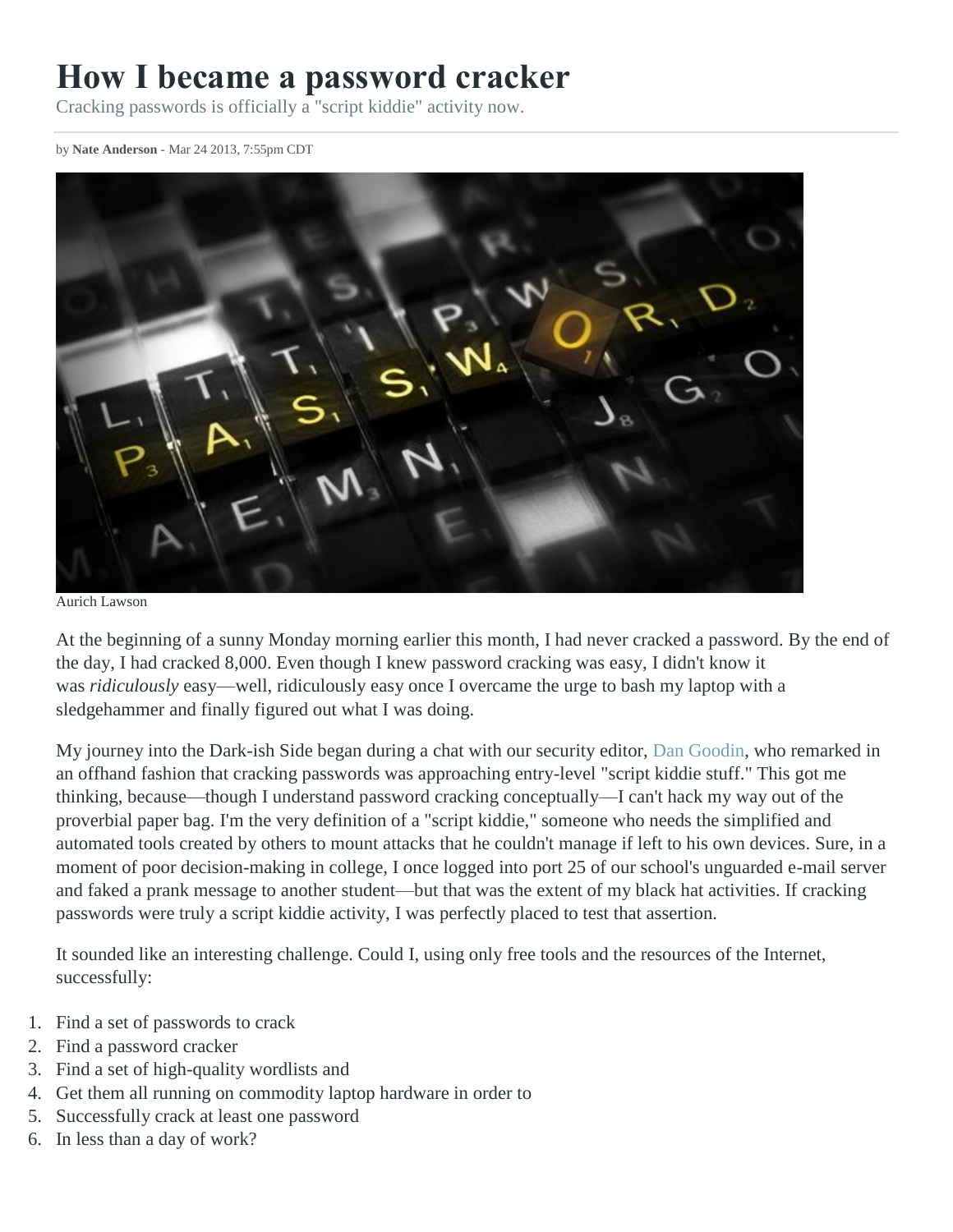# How I became a password cracker

Cracking passwords is officially a "script kiddie" activity now.

by **Nate Anderson** - Mar 24 2013, 7:55pm CDT

Aurich Lawson

At the beginning of a sunny Monday morning earlier this month, I had never cracked a password. By the end of the day, I had cracked 8,000. Even though I knew password cracking was easy, I didn't know it was *ridiculously* easy—well, ridiculously easy once I overcame the urge to bash my laptop with a sledgehammer and finally figured out what I was doing.

My journey into the Dark-ish Side began during a chat with our security editor, Dan Goodin, who remarked in an offhand fashion that cracking passwords was approaching entry-level "script kiddie stuff." This got me thinking, because—though I understand password cracking conceptually—I can't hack my way out of the proverbial paper bag. I'm the very definition of a "script kiddie," someone who needs the simplified and automated tools created by others to mount attacks that he couldn't manage if left to his own devices. Sure, in a moment of poor decision-making in college, I once logged into port 25 of our school's unguarded e-mail server and faked a prank message to another student—but that was the extent of my black hat activities. If cracking passwords were truly a script kiddie activity, I was perfectly placed to test that assertion.

It sounded like an interesting challenge. Could I, using only free tools and the resources of the Internet, successfully:

1. Find a set of passwords to crack
2. Find a password cracker
3. Find a set of high-quality wordlists and
4. Get them all running on commodity laptop hardware in order to
5. Successfully crack at least one password
6. In less than a day of work?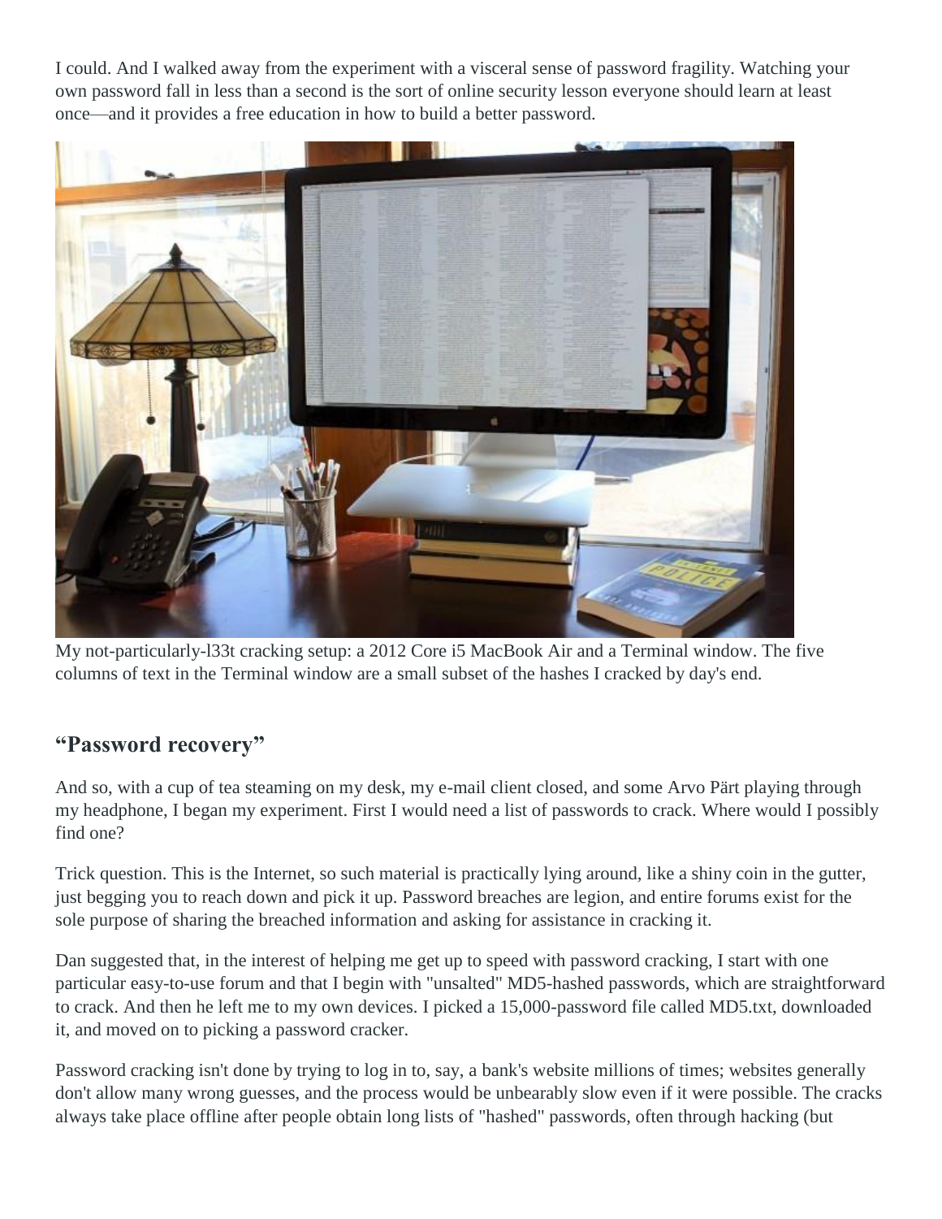I could. And I walked away from the experiment with a visceral sense of password fragility. Watching your own password fall in less than a second is the sort of online security lesson everyone should learn at least once—and it provides a free education in how to build a better password.

My not-particularly-l33t cracking setup: a 2012 Core i5 MacBook Air and a Terminal window. The five columns of text in the Terminal window are a small subset of the hashes I cracked by day's end.

## "Password recovery"

And so, with a cup of tea steaming on my desk, my e-mail client closed, and some Arvo Pärt playing through my headphone, I began my experiment. First I would need a list of passwords to crack. Where would I possibly find one?

Trick question. This is the Internet, so such material is practically lying around, like a shiny coin in the gutter, just begging you to reach down and pick it up. Password breaches are legion, and entire forums exist for the sole purpose of sharing the breached information and asking for assistance in cracking it.

Dan suggested that, in the interest of helping me get up to speed with password cracking, I start with one particular easy-to-use forum and that I begin with "unsalted" MD5-hashed passwords, which are straightforward to crack. And then he left me to my own devices. I picked a 15,000-password file called MD5.txt, downloaded it, and moved on to picking a password cracker.

Password cracking isn't done by trying to log in to, say, a bank's website millions of times; websites generally don't allow many wrong guesses, and the process would be unbearably slow even if it were possible. The cracks always take place offline after people obtain long lists of "hashed" passwords, often through hacking (but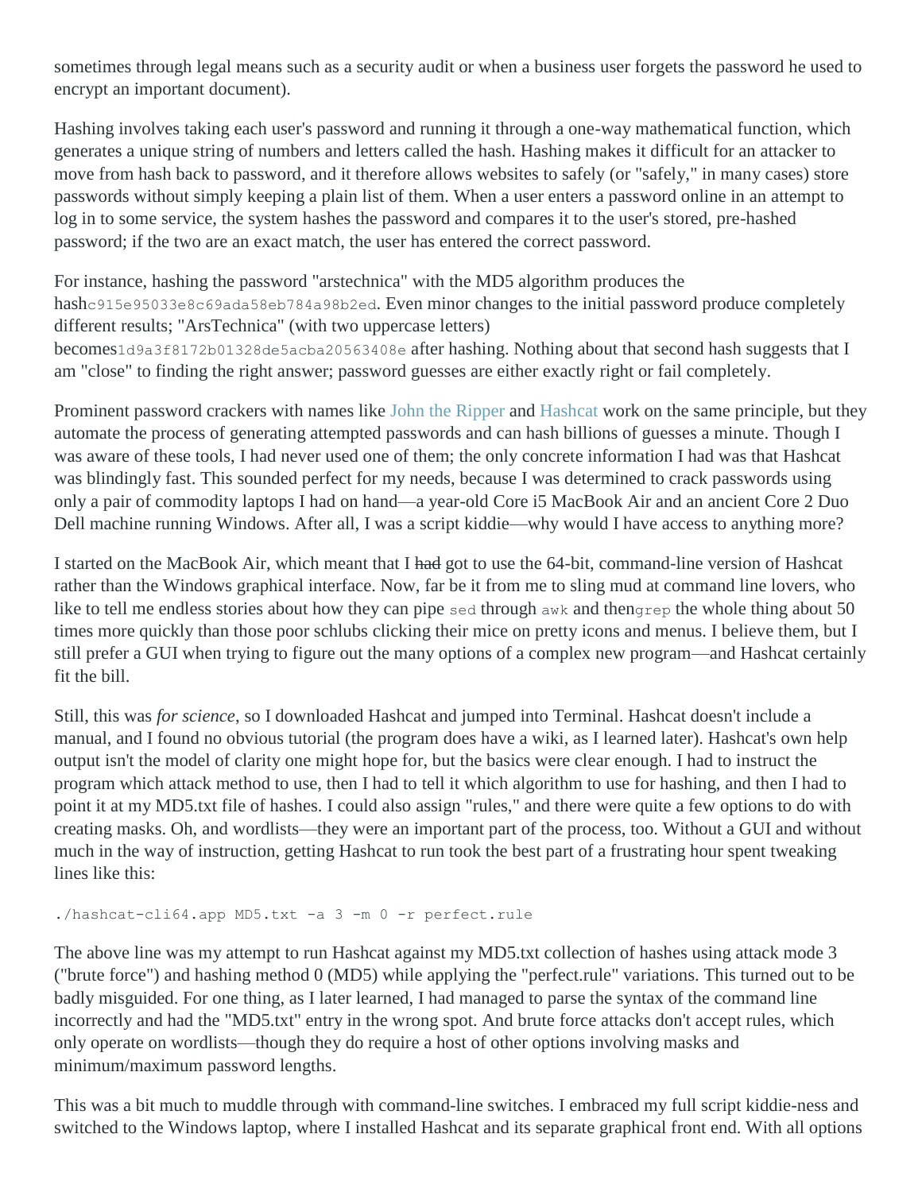sometimes through legal means such as a security audit or when a business user forgets the password he used to encrypt an important document).

Hashing involves taking each user's password and running it through a one-way mathematical function, which generates a unique string of numbers and letters called the hash. Hashing makes it difficult for an attacker to move from hash back to password, and it therefore allows websites to safely (or "safely," in many cases) store passwords without simply keeping a plain list of them. When a user enters a password online in an attempt to log in to some service, the system hashes the password and compares it to the user's stored, pre-hashed password; if the two are an exact match, the user has entered the correct password.

For instance, hashing the password "arstechnica" with the MD5 algorithm produces the hash`c915e95033e8c69ada58eb784a98b2ed`. Even minor changes to the initial password produce completely different results; "ArsTechnica" (with two uppercase letters) becomes`1d9a3f8172b01328de5acba20563408e` after hashing. Nothing about that second hash suggests that I am "close" to finding the right answer; password guesses are either exactly right or fail completely.

Prominent password crackers with names like John the Ripper and Hashcat work on the same principle, but they automate the process of generating attempted passwords and can hash billions of guesses a minute. Though I was aware of these tools, I had never used one of them; the only concrete information I had was that Hashcat was blindingly fast. This sounded perfect for my needs, because I was determined to crack passwords using only a pair of commodity laptops I had on hand—a year-old Core i5 MacBook Air and an ancient Core 2 Duo Dell machine running Windows. After all, I was a script kiddie—why would I have access to anything more?

I started on the MacBook Air, which meant that I ~~had~~ got to use the 64-bit, command-line version of Hashcat rather than the Windows graphical interface. Now, far be it from me to sling mud at command line lovers, who like to tell me endless stories about how they can pipe `sed` through `awk` and then`grep` the whole thing about 50 times more quickly than those poor schlubs clicking their mice on pretty icons and menus. I believe them, but I still prefer a GUI when trying to figure out the many options of a complex new program—and Hashcat certainly fit the bill.

Still, this was *for science*, so I downloaded Hashcat and jumped into Terminal. Hashcat doesn't include a manual, and I found no obvious tutorial (the program does have a wiki, as I learned later). Hashcat's own help output isn't the model of clarity one might hope for, but the basics were clear enough. I had to instruct the program which attack method to use, then I had to tell it which algorithm to use for hashing, and then I had to point it at my MD5.txt file of hashes. I could also assign "rules," and there were quite a few options to do with creating masks. Oh, and wordlists—they were an important part of the process, too. Without a GUI and without much in the way of instruction, getting Hashcat to run took the best part of a frustrating hour spent tweaking lines like this:

```
./hashcat-cli64.app MD5.txt -a 3 -m 0 -r perfect.rule
```

The above line was my attempt to run Hashcat against my MD5.txt collection of hashes using attack mode 3 ("brute force") and hashing method 0 (MD5) while applying the "perfect.rule" variations. This turned out to be badly misguided. For one thing, as I later learned, I had managed to parse the syntax of the command line incorrectly and had the "MD5.txt" entry in the wrong spot. And brute force attacks don't accept rules, which only operate on wordlists—though they do require a host of other options involving masks and minimum/maximum password lengths.

This was a bit much to muddle through with command-line switches. I embraced my full script kiddie-ness and switched to the Windows laptop, where I installed Hashcat and its separate graphical front end. With all options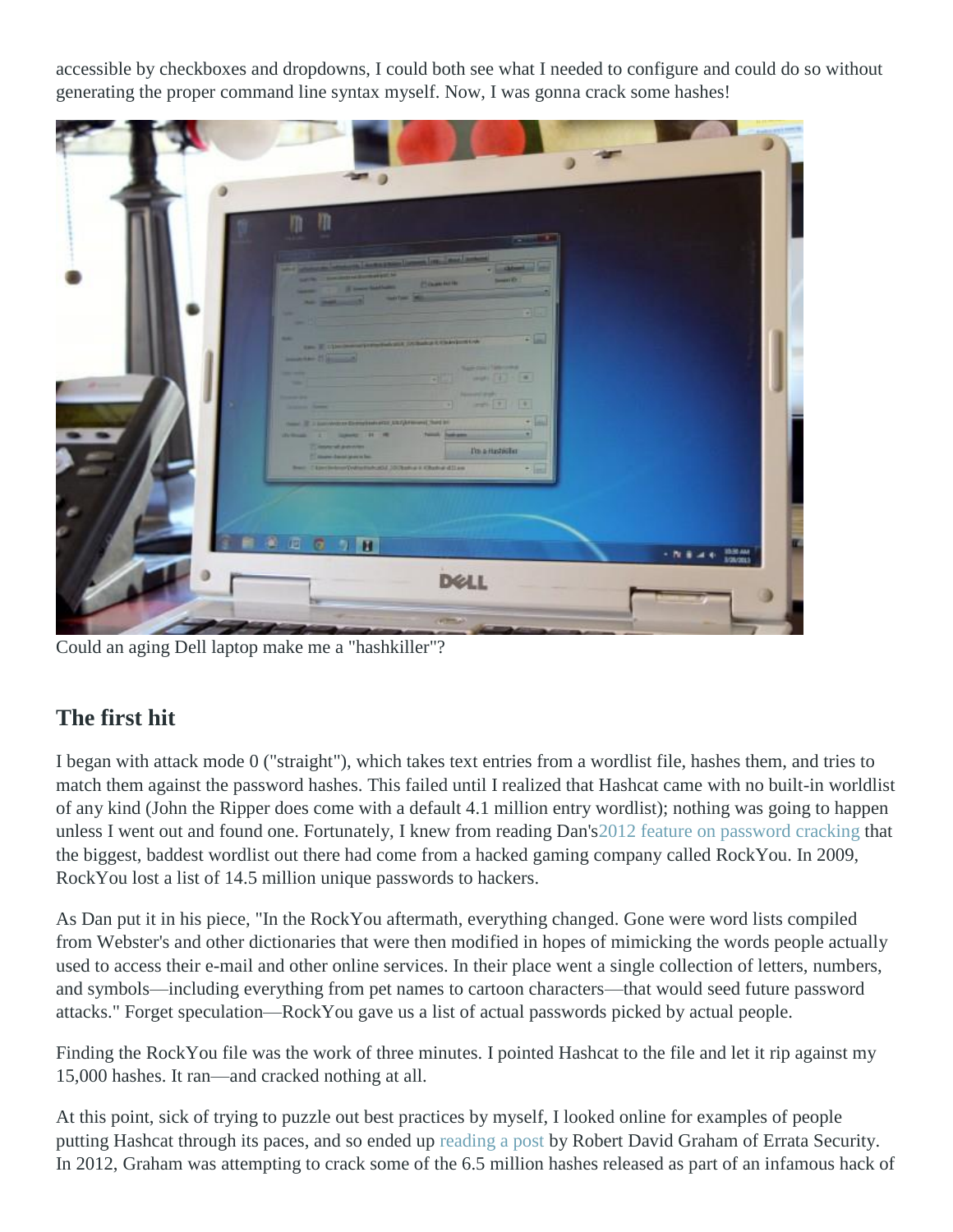accessible by checkboxes and dropdowns, I could both see what I needed to configure and could do so without generating the proper command line syntax myself. Now, I was gonna crack some hashes!

Could an aging Dell laptop make me a "hashkiller"?

## The first hit

I began with attack mode 0 ("straight"), which takes text entries from a wordlist file, hashes them, and tries to match them against the password hashes. This failed until I realized that Hashcat came with no built-in worldlist of any kind (John the Ripper does come with a default 4.1 million entry wordlist); nothing was going to happen unless I went out and found one. Fortunately, I knew from reading Dan's2012 feature on password cracking that the biggest, baddest wordlist out there had come from a hacked gaming company called RockYou. In 2009, RockYou lost a list of 14.5 million unique passwords to hackers.

As Dan put it in his piece, "In the RockYou aftermath, everything changed. Gone were word lists compiled from Webster's and other dictionaries that were then modified in hopes of mimicking the words people actually used to access their e-mail and other online services. In their place went a single collection of letters, numbers, and symbols—including everything from pet names to cartoon characters—that would seed future password attacks." Forget speculation—RockYou gave us a list of actual passwords picked by actual people.

Finding the RockYou file was the work of three minutes. I pointed Hashcat to the file and let it rip against my 15,000 hashes. It ran—and cracked nothing at all.

At this point, sick of trying to puzzle out best practices by myself, I looked online for examples of people putting Hashcat through its paces, and so ended up reading a post by Robert David Graham of Errata Security. In 2012, Graham was attempting to crack some of the 6.5 million hashes released as part of an infamous hack of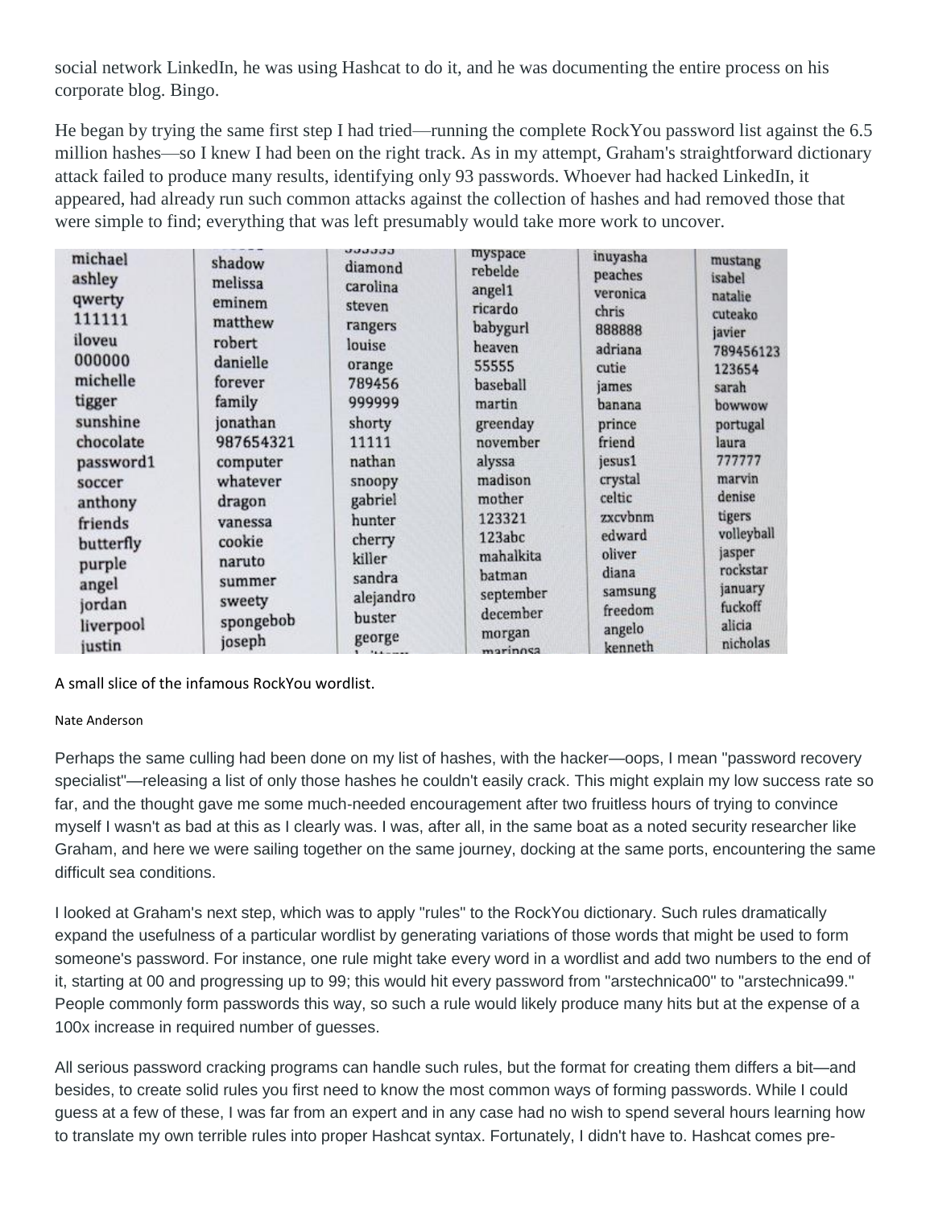social network LinkedIn, he was using Hashcat to do it, and he was documenting the entire process on his corporate blog. Bingo.

He began by trying the same first step I had tried—running the complete RockYou password list against the 6.5 million hashes—so I knew I had been on the right track. As in my attempt, Graham's straightforward dictionary attack failed to produce many results, identifying only 93 passwords. Whoever had hacked LinkedIn, it appeared, had already run such common attacks against the collection of hashes and had removed those that were simple to find; everything that was left presumably would take more work to uncover.

| | | | | | |
|---|---|---|---|---|---|
| michael | shadow | diamond | myspace | inuyasha | mustang |
| ashley | melissa | carolina | rebelde | peaches | isabel |
| qwerty | eminem | steven | angel1 | veronica | natalie |
| 111111 | matthew | rangers | ricardo | chris | cuteako |
| iloveu | robert | louise | babygurl | 888888 | javier |
| 000000 | danielle | orange | heaven | adriana | 789456123 |
| michelle | forever | 789456 | 55555 | cutie | 123654 |
| tigger | family | 999999 | baseball | james | sarah |
| sunshine | jonathan | shorty | martin | banana | bowwow |
| chocolate | 987654321 | 11111 | greenday | prince | portugal |
| password1 | computer | nathan | november | friend | laura |
| soccer | whatever | snoopy | alyssa | jesus1 | 777777 |
| anthony | dragon | gabriel | madison | crystal | marvin |
| friends | vanessa | hunter | mother | celtic | denise |
| butterfly | cookie | cherry | 123321 | zxcvbnm | tigers |
| purple | naruto | killer | 123abc | edward | volleyball |
| angel | summer | sandra | mahalkita | oliver | jasper |
| jordan | sweety | alejandro | batman | diana | rockstar |
| liverpool | spongebob | buster | september | samsung | january |
| justin | joseph | george | december | freedom | fuckoff |
| | | | morgan | angelo | alicia |
| | | | marinosa | kenneth | nicholas |

A small slice of the infamous RockYou wordlist.

Nate Anderson

Perhaps the same culling had been done on my list of hashes, with the hacker—oops, I mean "password recovery specialist"—releasing a list of only those hashes he couldn't easily crack. This might explain my low success rate so far, and the thought gave me some much-needed encouragement after two fruitless hours of trying to convince myself I wasn't as bad at this as I clearly was. I was, after all, in the same boat as a noted security researcher like Graham, and here we were sailing together on the same journey, docking at the same ports, encountering the same difficult sea conditions.

I looked at Graham's next step, which was to apply "rules" to the RockYou dictionary. Such rules dramatically expand the usefulness of a particular wordlist by generating variations of those words that might be used to form someone's password. For instance, one rule might take every word in a wordlist and add two numbers to the end of it, starting at 00 and progressing up to 99; this would hit every password from "arstechnica00" to "arstechnica99." People commonly form passwords this way, so such a rule would likely produce many hits but at the expense of a 100x increase in required number of guesses.

All serious password cracking programs can handle such rules, but the format for creating them differs a bit—and besides, to create solid rules you first need to know the most common ways of forming passwords. While I could guess at a few of these, I was far from an expert and in any case had no wish to spend several hours learning how to translate my own terrible rules into proper Hashcat syntax. Fortunately, I didn't have to. Hashcat comes pre-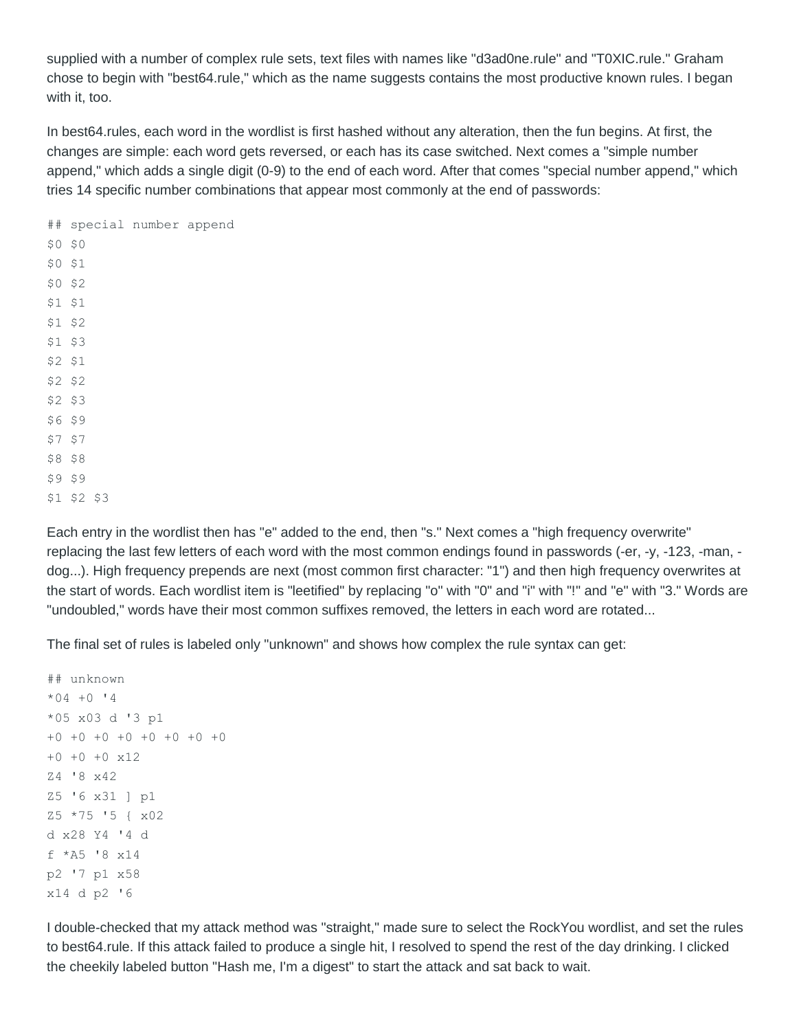supplied with a number of complex rule sets, text files with names like "d3ad0ne.rule" and "T0XIC.rule." Graham chose to begin with "best64.rule," which as the name suggests contains the most productive known rules. I began with it, too.

In best64.rules, each word in the wordlist is first hashed without any alteration, then the fun begins. At first, the changes are simple: each word gets reversed, or each has its case switched. Next comes a "simple number append," which adds a single digit (0-9) to the end of each word. After that comes "special number append," which tries 14 specific number combinations that appear most commonly at the end of passwords:

```
## special number append
$0 $0
$0 $1
$0 $2
$1 $1
$1 $2
$1 $3
$2 $1
$2 $2
$2 $3
$6 $9
$7 $7
$8 $8
$9 $9
$1 $2 $3
```

Each entry in the wordlist then has "e" added to the end, then "s." Next comes a "high frequency overwrite" replacing the last few letters of each word with the most common endings found in passwords (-er, -y, -123, -man, -dog...). High frequency prepends are next (most common first character: "1") and then high frequency overwrites at the start of words. Each wordlist item is "leetified" by replacing "o" with "0" and "i" with "!" and "e" with "3." Words are "undoubled," words have their most common suffixes removed, the letters in each word are rotated...

The final set of rules is labeled only "unknown" and shows how complex the rule syntax can get:

```
## unknown
*04 +0 '4
*05 x03 d '3 p1
+0 +0 +0 +0 +0 +0 +0 +0
+0 +0 +0 x12
Z4 '8 x42
Z5 '6 x31 ] p1
Z5 *75 '5 { x02
d x28 Y4 '4 d
f *A5 '8 x14
p2 '7 p1 x58
x14 d p2 '6
```

I double-checked that my attack method was "straight," made sure to select the RockYou wordlist, and set the rules to best64.rule. If this attack failed to produce a single hit, I resolved to spend the rest of the day drinking. I clicked the cheekily labeled button "Hash me, I'm a digest" to start the attack and sat back to wait.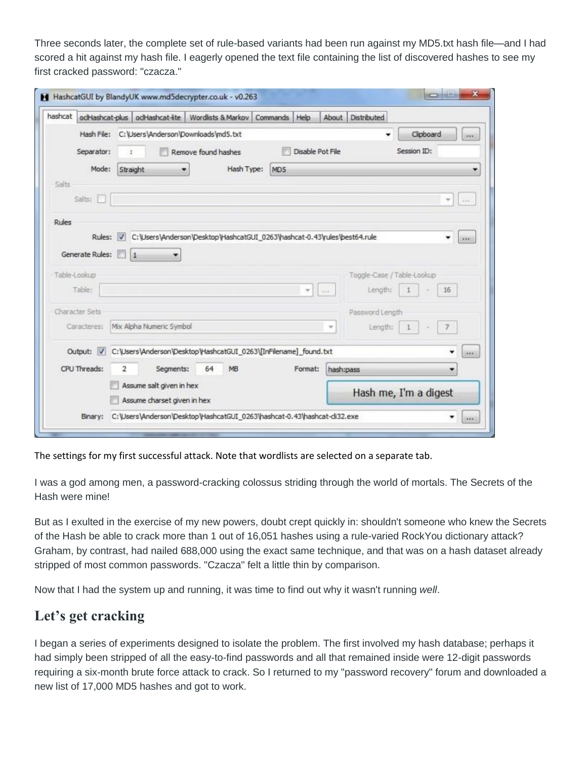Three seconds later, the complete set of rule-based variants had been run against my MD5.txt hash file—and I had scored a hit against my hash file. I eagerly opened the text file containing the list of discovered hashes to see my first cracked password: "czacza."

The settings for my first successful attack. Note that wordlists are selected on a separate tab.

I was a god among men, a password-cracking colossus striding through the world of mortals. The Secrets of the Hash were mine!

But as I exulted in the exercise of my new powers, doubt crept quickly in: shouldn't someone who knew the Secrets of the Hash be able to crack more than 1 out of 16,051 hashes using a rule-varied RockYou dictionary attack? Graham, by contrast, had nailed 688,000 using the exact same technique, and that was on a hash dataset already stripped of most common passwords. "Czacza" felt a little thin by comparison.

Now that I had the system up and running, it was time to find out why it wasn't running *well*.

## Let's get cracking

I began a series of experiments designed to isolate the problem. The first involved my hash database; perhaps it had simply been stripped of all the easy-to-find passwords and all that remained inside were 12-digit passwords requiring a six-month brute force attack to crack. So I returned to my "password recovery" forum and downloaded a new list of 17,000 MD5 hashes and got to work.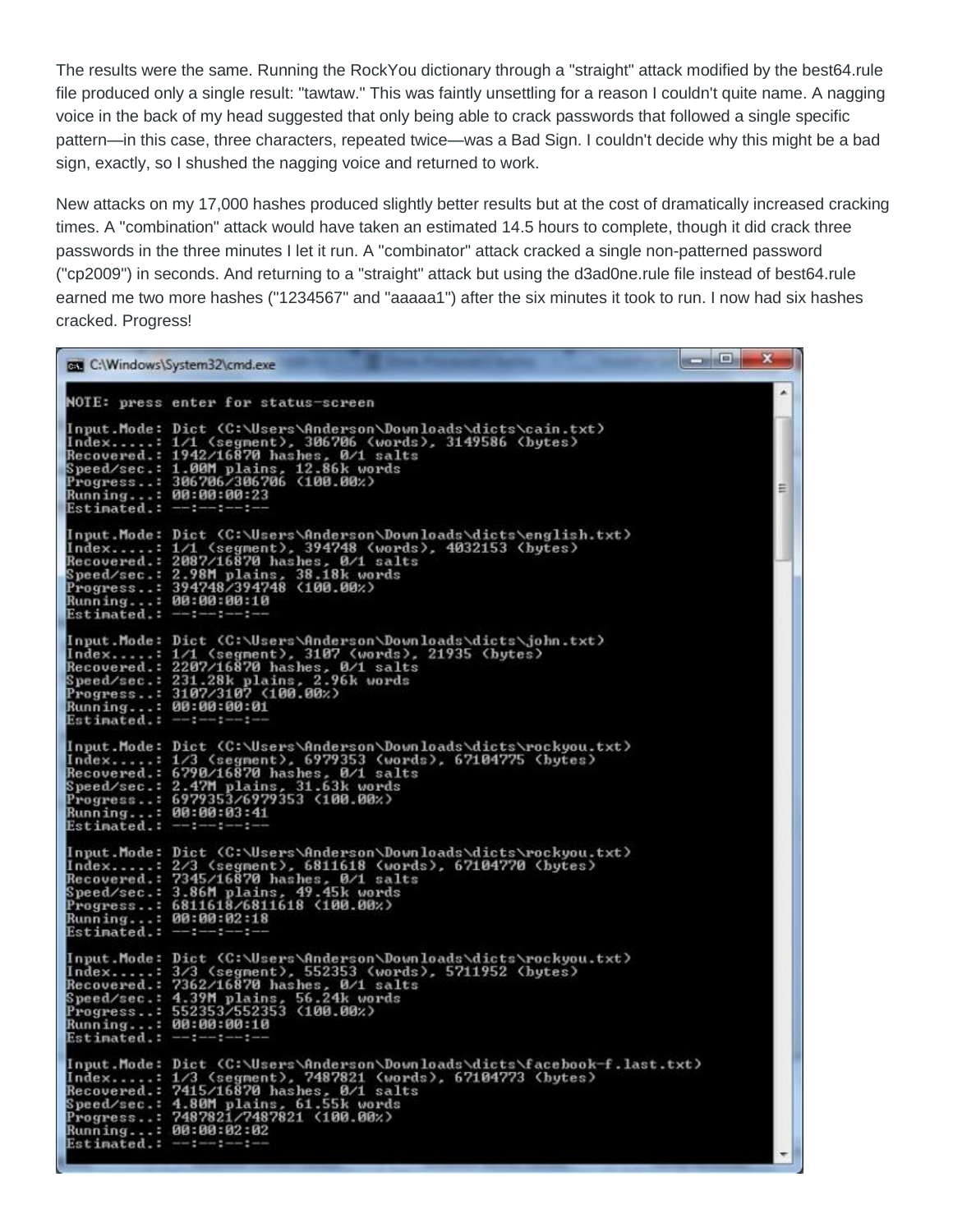The results were the same. Running the RockYou dictionary through a "straight" attack modified by the best64.rule file produced only a single result: "tawtaw." This was faintly unsettling for a reason I couldn't quite name. A nagging voice in the back of my head suggested that only being able to crack passwords that followed a single specific pattern—in this case, three characters, repeated twice—was a Bad Sign. I couldn't decide why this might be a bad sign, exactly, so I shushed the nagging voice and returned to work.

New attacks on my 17,000 hashes produced slightly better results but at the cost of dramatically increased cracking times. A "combination" attack would have taken an estimated 14.5 hours to complete, though it did crack three passwords in the three minutes I let it run. A "combinator" attack cracked a single non-patterned password ("cp2009") in seconds. And returning to a "straight" attack but using the d3ad0ne.rule file instead of best64.rule earned me two more hashes ("1234567" and "aaaaa1") after the six minutes it took to run. I now had six hashes cracked. Progress!

```
C:\Windows\System32\cmd.exe

NOTE: press enter for status-screen

Input.Mode: Dict (C:\Users\Anderson\Downloads\dicts\cain.txt)
Index.....: 1/1 (segment), 306706 (words), 3149586 (bytes)
Recovered.: 1942/16870 hashes, 0/1 salts
Speed/sec.: 1.00M plains, 12.86k words
Progress..: 306706/306706 (100.00%)
Running...: 00:00:00:23
Estimated.: --:--:--:--

Input.Mode: Dict (C:\Users\Anderson\Downloads\dicts\english.txt)
Index.....: 1/1 (segment), 394748 (words), 4032153 (bytes)
Recovered.: 2087/16870 hashes, 0/1 salts
Speed/sec.: 2.98M plains, 38.18k words
Progress..: 394748/394748 (100.00%)
Running...: 00:00:00:10
Estimated.: --:--:--:--

Input.Mode: Dict (C:\Users\Anderson\Downloads\dicts\john.txt)
Index.....: 1/1 (segment), 3107 (words), 21935 (bytes)
Recovered.: 2207/16870 hashes, 0/1 salts
Speed/sec.: 231.28k plains, 2.96k words
Progress..: 3107/3107 (100.00%)
Running...: 00:00:00:01
Estimated.: --:--:--:--

Input.Mode: Dict (C:\Users\Anderson\Downloads\dicts\rockyou.txt)
Index.....: 1/3 (segment), 6979353 (words), 67104775 (bytes)
Recovered.: 6790/16870 hashes, 0/1 salts
Speed/sec.: 2.47M plains, 31.63k words
Progress..: 6979353/6979353 (100.00%)
Running...: 00:00:03:41
Estimated.: --:--:--:--

Input.Mode: Dict (C:\Users\Anderson\Downloads\dicts\rockyou.txt)
Index.....: 2/3 (segment), 6811618 (words), 67104770 (bytes)
Recovered.: 7345/16870 hashes, 0/1 salts
Speed/sec.: 3.86M plains, 49.45k words
Progress..: 6811618/6811618 (100.00%)
Running...: 00:00:02:18
Estimated.: --:--:--:--

Input.Mode: Dict (C:\Users\Anderson\Downloads\dicts\rockyou.txt)
Index.....: 3/3 (segment), 552353 (words), 5711952 (bytes)
Recovered.: 7362/16870 hashes, 0/1 salts
Speed/sec.: 4.39M plains, 56.24k words
Progress..: 552353/552353 (100.00%)
Running...: 00:00:00:10
Estimated.: --:--:--:--

Input.Mode: Dict (C:\Users\Anderson\Downloads\dicts\facebook-f.last.txt)
Index.....: 1/3 (segment), 7487821 (words), 67104773 (bytes)
Recovered.: 7415/16870 hashes, 0/1 salts
Speed/sec.: 4.80M plains, 61.55k words
Progress..: 7487821/7487821 (100.00%)
Running...: 00:00:02:02
Estimated.: --:--:--:--
```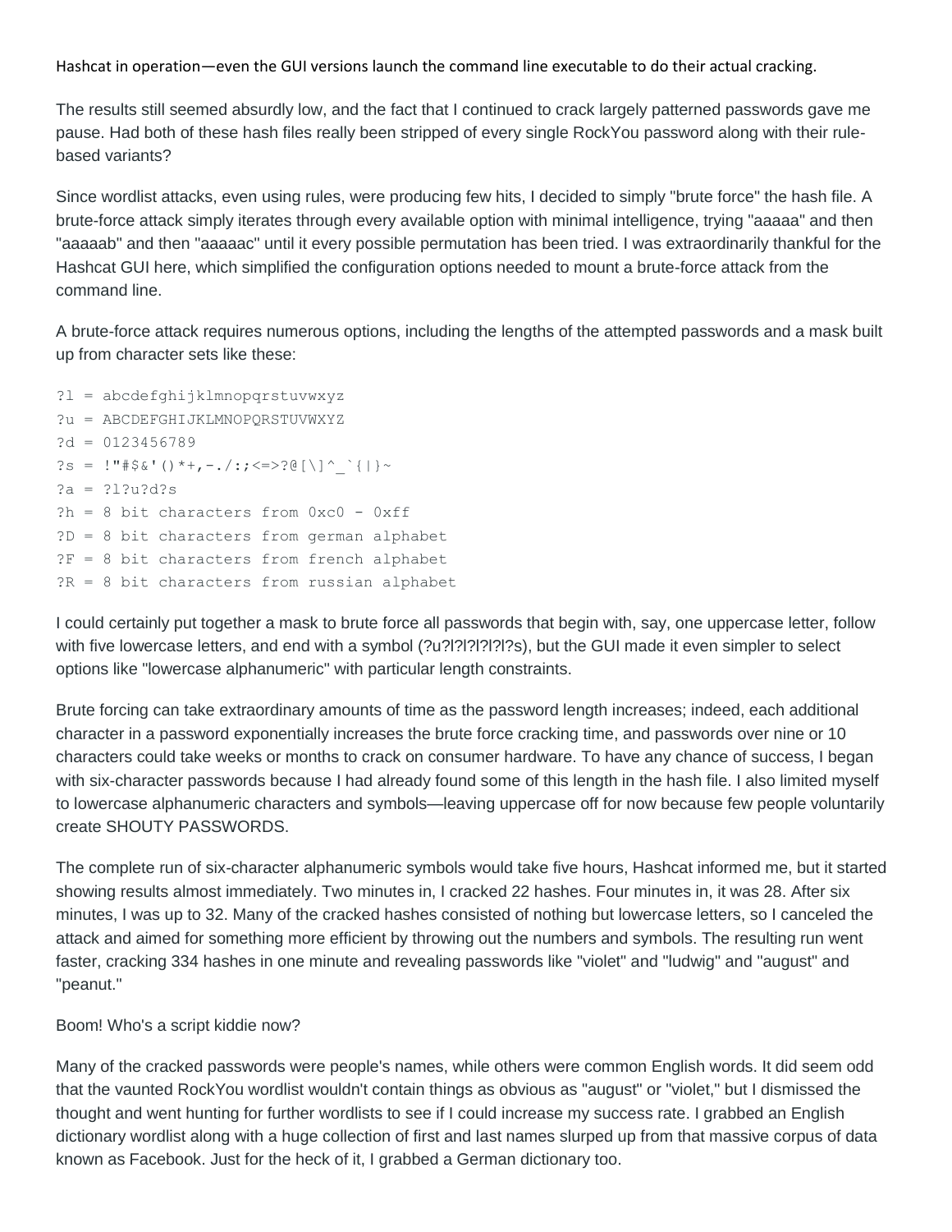Hashcat in operation—even the GUI versions launch the command line executable to do their actual cracking.

The results still seemed absurdly low, and the fact that I continued to crack largely patterned passwords gave me pause. Had both of these hash files really been stripped of every single RockYou password along with their rule-based variants?

Since wordlist attacks, even using rules, were producing few hits, I decided to simply "brute force" the hash file. A brute-force attack simply iterates through every available option with minimal intelligence, trying "aaaaa" and then "aaaaab" and then "aaaaac" until it every possible permutation has been tried. I was extraordinarily thankful for the Hashcat GUI here, which simplified the configuration options needed to mount a brute-force attack from the command line.

A brute-force attack requires numerous options, including the lengths of the attempted passwords and a mask built up from character sets like these:

```
?l = abcdefghijklmnopqrstuvwxyz
?u = ABCDEFGHIJKLMNOPQRSTUVWXYZ
?d = 0123456789
?s = !"#$&'()*+,-./:;<=>?@[\]^_`{|}~
?a = ?l?u?d?s
?h = 8 bit characters from 0xc0 - 0xff
?D = 8 bit characters from german alphabet
?F = 8 bit characters from french alphabet
?R = 8 bit characters from russian alphabet
```

I could certainly put together a mask to brute force all passwords that begin with, say, one uppercase letter, follow with five lowercase letters, and end with a symbol (?u?l?l?l?l?l?s), but the GUI made it even simpler to select options like "lowercase alphanumeric" with particular length constraints.

Brute forcing can take extraordinary amounts of time as the password length increases; indeed, each additional character in a password exponentially increases the brute force cracking time, and passwords over nine or 10 characters could take weeks or months to crack on consumer hardware. To have any chance of success, I began with six-character passwords because I had already found some of this length in the hash file. I also limited myself to lowercase alphanumeric characters and symbols—leaving uppercase off for now because few people voluntarily create SHOUTY PASSWORDS.

The complete run of six-character alphanumeric symbols would take five hours, Hashcat informed me, but it started showing results almost immediately. Two minutes in, I cracked 22 hashes. Four minutes in, it was 28. After six minutes, I was up to 32. Many of the cracked hashes consisted of nothing but lowercase letters, so I canceled the attack and aimed for something more efficient by throwing out the numbers and symbols. The resulting run went faster, cracking 334 hashes in one minute and revealing passwords like "violet" and "ludwig" and "august" and "peanut."

Boom! Who's a script kiddie now?

Many of the cracked passwords were people's names, while others were common English words. It did seem odd that the vaunted RockYou wordlist wouldn't contain things as obvious as "august" or "violet," but I dismissed the thought and went hunting for further wordlists to see if I could increase my success rate. I grabbed an English dictionary wordlist along with a huge collection of first and last names slurped up from that massive corpus of data known as Facebook. Just for the heck of it, I grabbed a German dictionary too.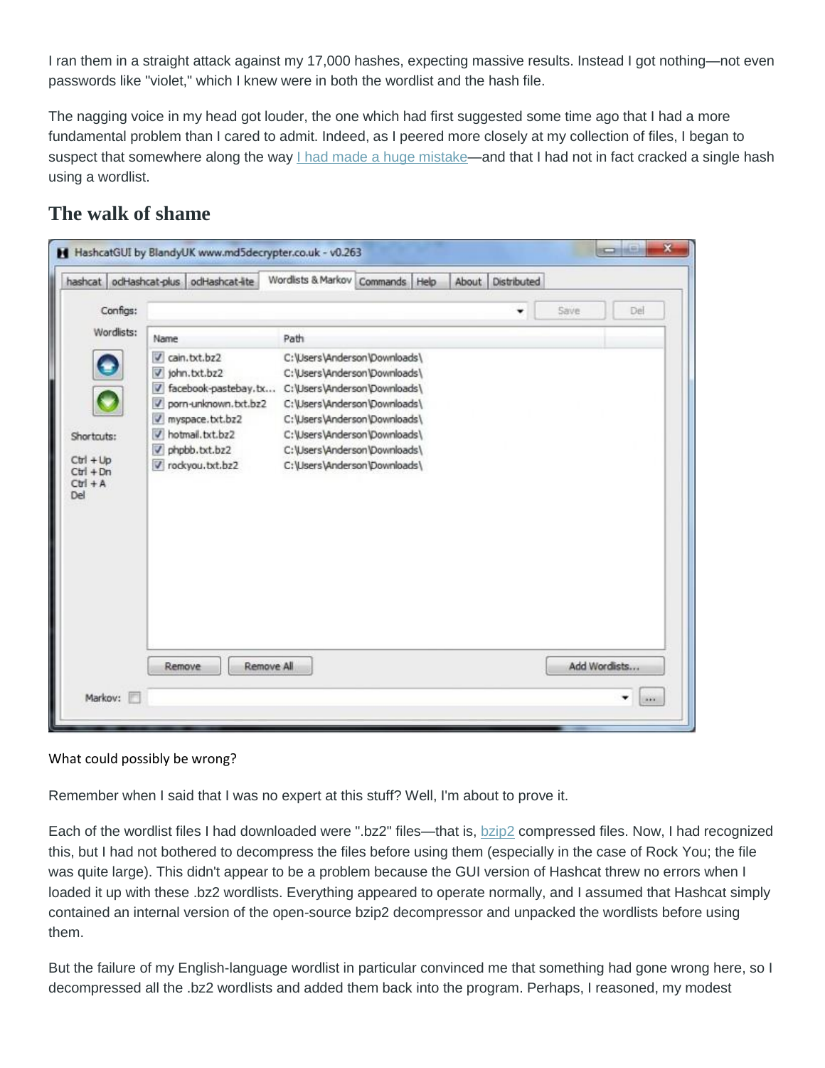I ran them in a straight attack against my 17,000 hashes, expecting massive results. Instead I got nothing—not even passwords like "violet," which I knew were in both the wordlist and the hash file.

The nagging voice in my head got louder, the one which had first suggested some time ago that I had a more fundamental problem than I cared to admit. Indeed, as I peered more closely at my collection of files, I began to suspect that somewhere along the way I had made a huge mistake—and that I had not in fact cracked a single hash using a wordlist.

## The walk of shame

What could possibly be wrong?

Remember when I said that I was no expert at this stuff? Well, I'm about to prove it.

Each of the wordlist files I had downloaded were ".bz2" files—that is, bzip2 compressed files. Now, I had recognized this, but I had not bothered to decompress the files before using them (especially in the case of Rock You; the file was quite large). This didn't appear to be a problem because the GUI version of Hashcat threw no errors when I loaded it up with these .bz2 wordlists. Everything appeared to operate normally, and I assumed that Hashcat simply contained an internal version of the open-source bzip2 decompressor and unpacked the wordlists before using them.

But the failure of my English-language wordlist in particular convinced me that something had gone wrong here, so I decompressed all the .bz2 wordlists and added them back into the program. Perhaps, I reasoned, my modest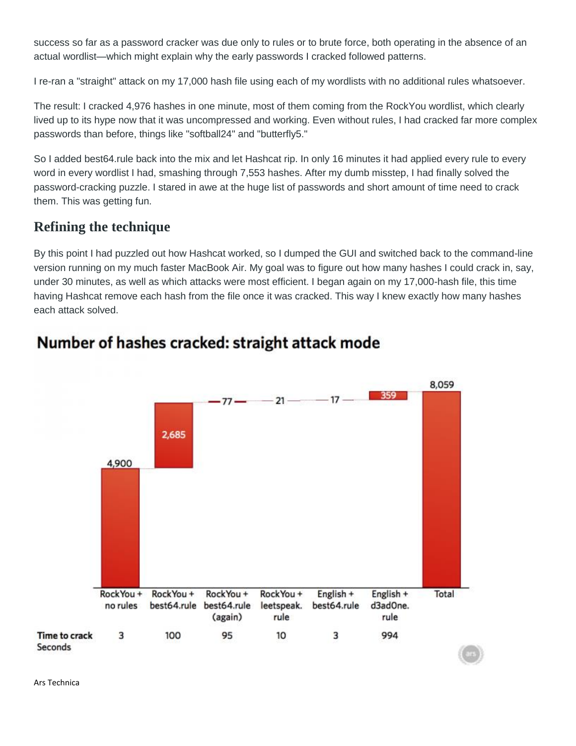success so far as a password cracker was due only to rules or to brute force, both operating in the absence of an actual wordlist—which might explain why the early passwords I cracked followed patterns.

I re-ran a "straight" attack on my 17,000 hash file using each of my wordlists with no additional rules whatsoever.

The result: I cracked 4,976 hashes in one minute, most of them coming from the RockYou wordlist, which clearly lived up to its hype now that it was uncompressed and working. Even without rules, I had cracked far more complex passwords than before, things like "softball24" and "butterfly5."

So I added best64.rule back into the mix and let Hashcat rip. In only 16 minutes it had applied every rule to every word in every wordlist I had, smashing through 7,553 hashes. After my dumb misstep, I had finally solved the password-cracking puzzle. I stared in awe at the huge list of passwords and short amount of time need to crack them. This was getting fun.

## Refining the technique

By this point I had puzzled out how Hashcat worked, so I dumped the GUI and switched back to the command-line version running on my much faster MacBook Air. My goal was to figure out how many hashes I could crack in, say, under 30 minutes, as well as which attacks were most efficient. I began again on my 17,000-hash file, this time having Hashcat remove each hash from the file once it was cracked. This way I knew exactly how many hashes each attack solved.

**Number of hashes cracked: straight attack mode**

| | RockYou + no rules | RockYou + best64.rule | RockYou + best64.rule (again) | RockYou + leetspeak. rule | English + best64.rule | English + d3ad0ne. rule | Total |
|---|---|---|---|---|---|---|---|
| Hashes cracked | 4,900 | 2,685 | 77 | 21 | 17 | 359 | 8,059 |
| Time to crack Seconds | 3 | 100 | 95 | 10 | 3 | 994 | |

Ars Technica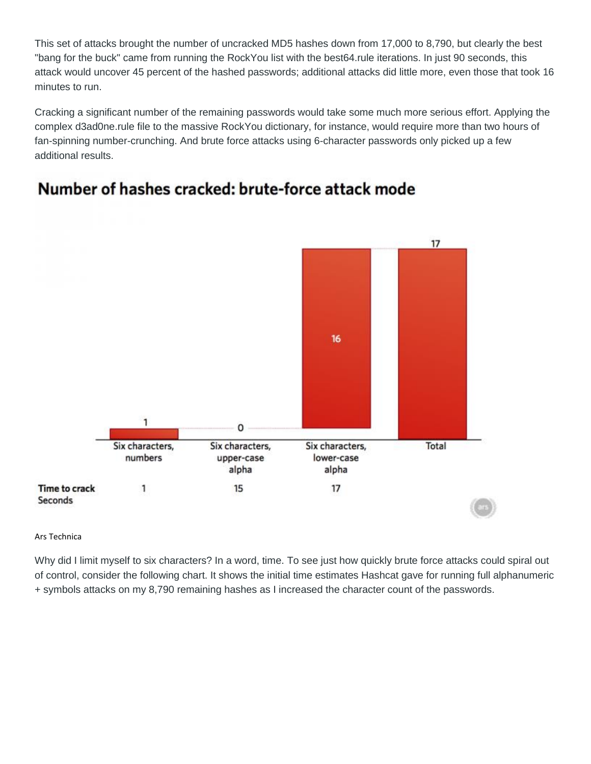This set of attacks brought the number of uncracked MD5 hashes down from 17,000 to 8,790, but clearly the best "bang for the buck" came from running the RockYou list with the best64.rule iterations. In just 90 seconds, this attack would uncover 45 percent of the hashed passwords; additional attacks did little more, even those that took 16 minutes to run.

Cracking a significant number of the remaining passwords would take some much more serious effort. Applying the complex d3ad0ne.rule file to the massive RockYou dictionary, for instance, would require more than two hours of fan-spinning number-crunching. And brute force attacks using 6-character passwords only picked up a few additional results.

## Number of hashes cracked: brute-force attack mode

| | Six characters, numbers | Six characters, upper-case alpha | Six characters, lower-case alpha | Total |
|---|---|---|---|---|
| Hashes cracked | 1 | 0 | 16 | 17 |
| Time to crack (Seconds) | 1 | 15 | 17 | |

Ars Technica

Why did I limit myself to six characters? In a word, time. To see just how quickly brute force attacks could spiral out of control, consider the following chart. It shows the initial time estimates Hashcat gave for running full alphanumeric + symbols attacks on my 8,790 remaining hashes as I increased the character count of the passwords.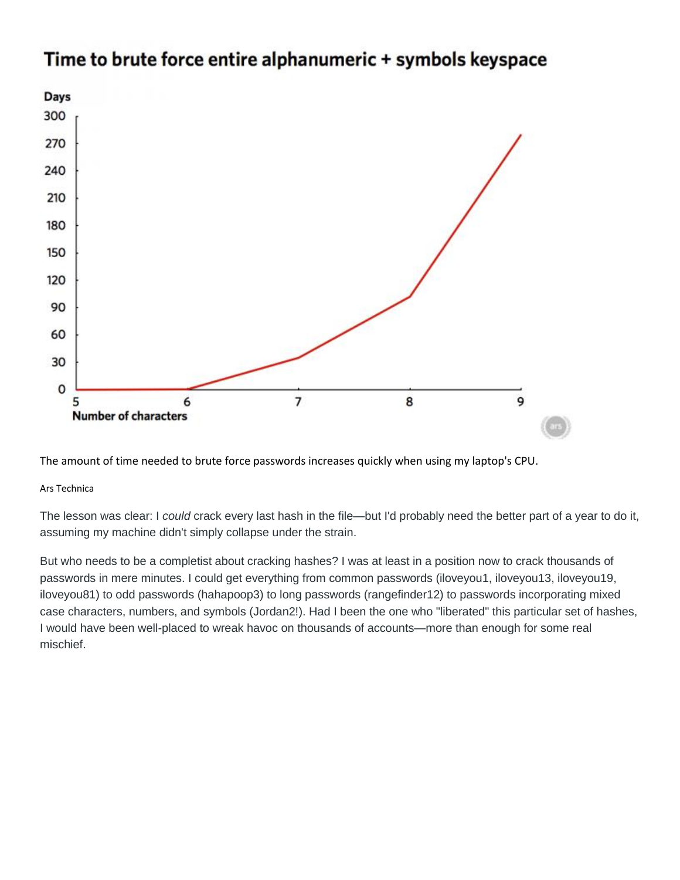The amount of time needed to brute force passwords increases quickly when using my laptop's CPU.

Ars Technica

The lesson was clear: I *could* crack every last hash in the file—but I'd probably need the better part of a year to do it, assuming my machine didn't simply collapse under the strain.

But who needs to be a completist about cracking hashes? I was at least in a position now to crack thousands of passwords in mere minutes. I could get everything from common passwords (iloveyou1, iloveyou13, iloveyou19, iloveyou81) to odd passwords (hahapoop3) to long passwords (rangefinder12) to passwords incorporating mixed case characters, numbers, and symbols (Jordan2!). Had I been the one who "liberated" this particular set of hashes, I would have been well-placed to wreak havoc on thousands of accounts—more than enough for some real mischief.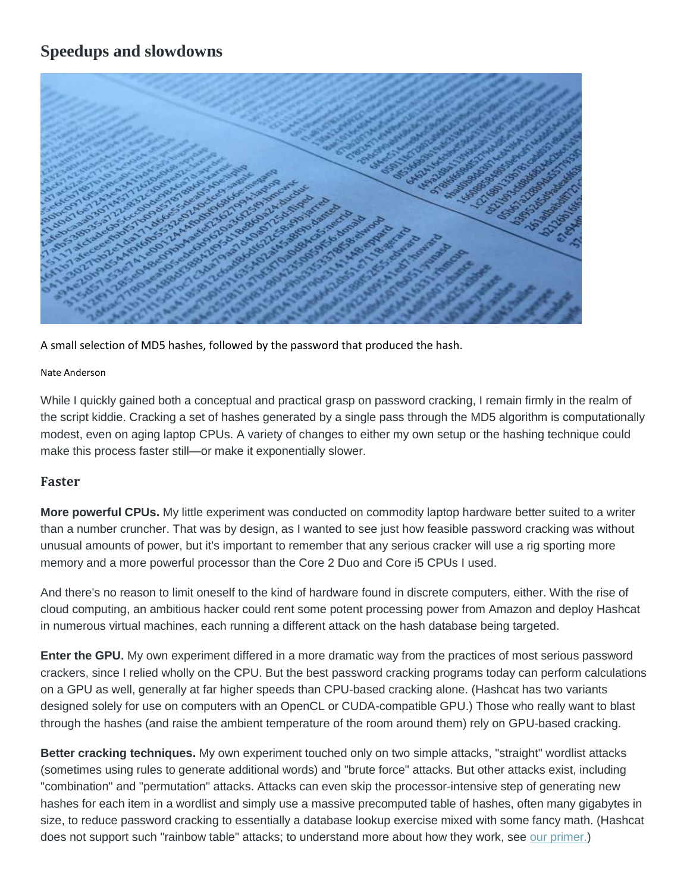## Speedups and slowdowns

A small selection of MD5 hashes, followed by the password that produced the hash.

Nate Anderson

While I quickly gained both a conceptual and practical grasp on password cracking, I remain firmly in the realm of the script kiddie. Cracking a set of hashes generated by a single pass through the MD5 algorithm is computationally modest, even on aging laptop CPUs. A variety of changes to either my own setup or the hashing technique could make this process faster still—or make it exponentially slower.

### Faster

**More powerful CPUs.** My little experiment was conducted on commodity laptop hardware better suited to a writer than a number cruncher. That was by design, as I wanted to see just how feasible password cracking was without unusual amounts of power, but it's important to remember that any serious cracker will use a rig sporting more memory and a more powerful processor than the Core 2 Duo and Core i5 CPUs I used.

And there's no reason to limit oneself to the kind of hardware found in discrete computers, either. With the rise of cloud computing, an ambitious hacker could rent some potent processing power from Amazon and deploy Hashcat in numerous virtual machines, each running a different attack on the hash database being targeted.

**Enter the GPU.** My own experiment differed in a more dramatic way from the practices of most serious password crackers, since I relied wholly on the CPU. But the best password cracking programs today can perform calculations on a GPU as well, generally at far higher speeds than CPU-based cracking alone. (Hashcat has two variants designed solely for use on computers with an OpenCL or CUDA-compatible GPU.) Those who really want to blast through the hashes (and raise the ambient temperature of the room around them) rely on GPU-based cracking.

**Better cracking techniques.** My own experiment touched only on two simple attacks, "straight" wordlist attacks (sometimes using rules to generate additional words) and "brute force" attacks. But other attacks exist, including "combination" and "permutation" attacks. Attacks can even skip the processor-intensive step of generating new hashes for each item in a wordlist and simply use a massive precomputed table of hashes, often many gigabytes in size, to reduce password cracking to essentially a database lookup exercise mixed with some fancy math. (Hashcat does not support such "rainbow table" attacks; to understand more about how they work, see our primer.)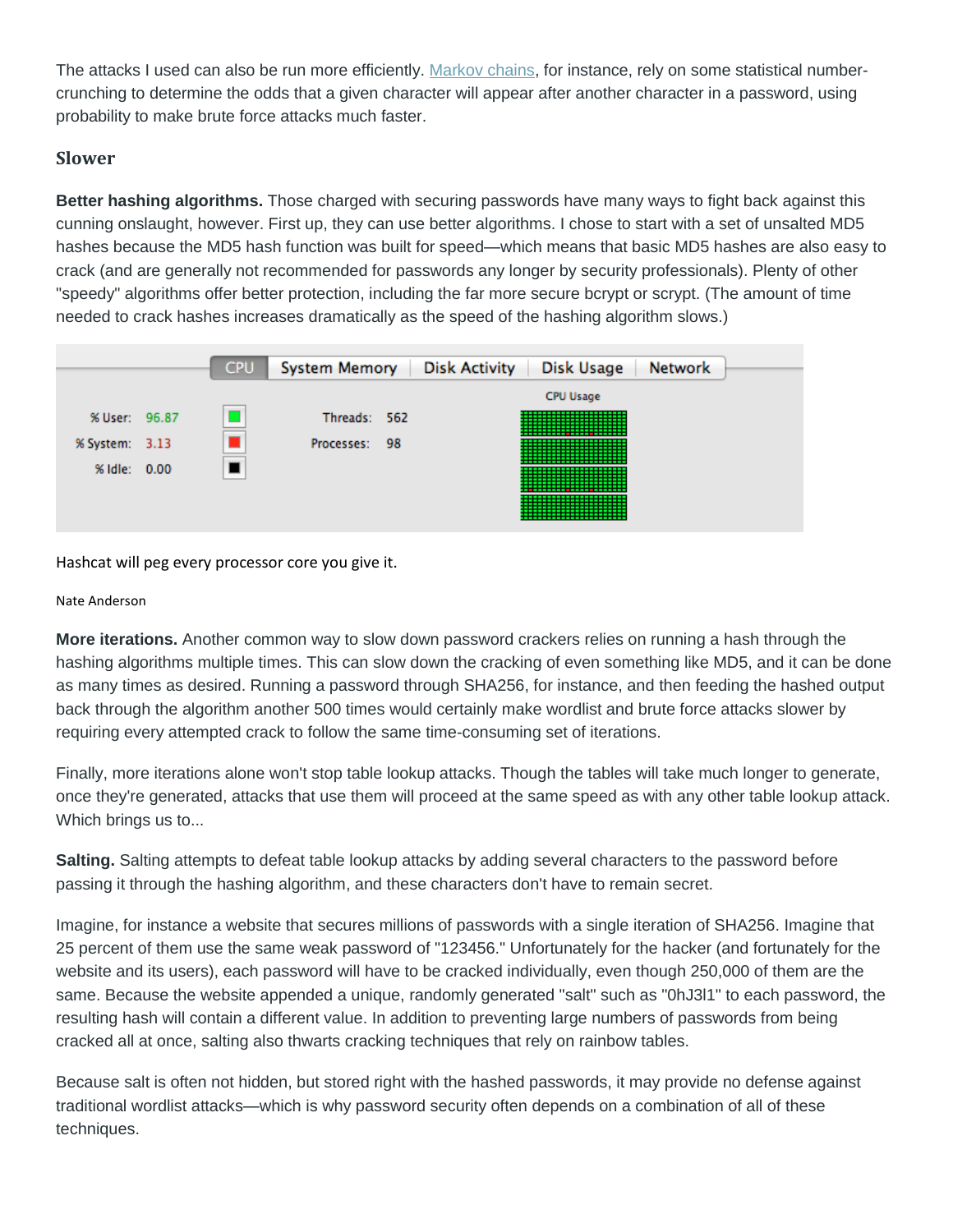The attacks I used can also be run more efficiently. [Markov chains](), for instance, rely on some statistical number-crunching to determine the odds that a given character will appear after another character in a password, using probability to make brute force attacks much faster.

### Slower

**Better hashing algorithms.** Those charged with securing passwords have many ways to fight back against this cunning onslaught, however. First up, they can use better algorithms. I chose to start with a set of unsalted MD5 hashes because the MD5 hash function was built for speed—which means that basic MD5 hashes are also easy to crack (and are generally not recommended for passwords any longer by security professionals). Plenty of other "speedy" algorithms offer better protection, including the far more secure bcrypt or scrypt. (The amount of time needed to crack hashes increases dramatically as the speed of the hashing algorithm slows.)

Hashcat will peg every processor core you give it.

Nate Anderson

**More iterations.** Another common way to slow down password crackers relies on running a hash through the hashing algorithms multiple times. This can slow down the cracking of even something like MD5, and it can be done as many times as desired. Running a password through SHA256, for instance, and then feeding the hashed output back through the algorithm another 500 times would certainly make wordlist and brute force attacks slower by requiring every attempted crack to follow the same time-consuming set of iterations.

Finally, more iterations alone won't stop table lookup attacks. Though the tables will take much longer to generate, once they're generated, attacks that use them will proceed at the same speed as with any other table lookup attack. Which brings us to...

**Salting.** Salting attempts to defeat table lookup attacks by adding several characters to the password before passing it through the hashing algorithm, and these characters don't have to remain secret.

Imagine, for instance a website that secures millions of passwords with a single iteration of SHA256. Imagine that 25 percent of them use the same weak password of "123456." Unfortunately for the hacker (and fortunately for the website and its users), each password will have to be cracked individually, even though 250,000 of them are the same. Because the website appended a unique, randomly generated "salt" such as "0hJ3l1" to each password, the resulting hash will contain a different value. In addition to preventing large numbers of passwords from being cracked all at once, salting also thwarts cracking techniques that rely on rainbow tables.

Because salt is often not hidden, but stored right with the hashed passwords, it may provide no defense against traditional wordlist attacks—which is why password security often depends on a combination of all of these techniques.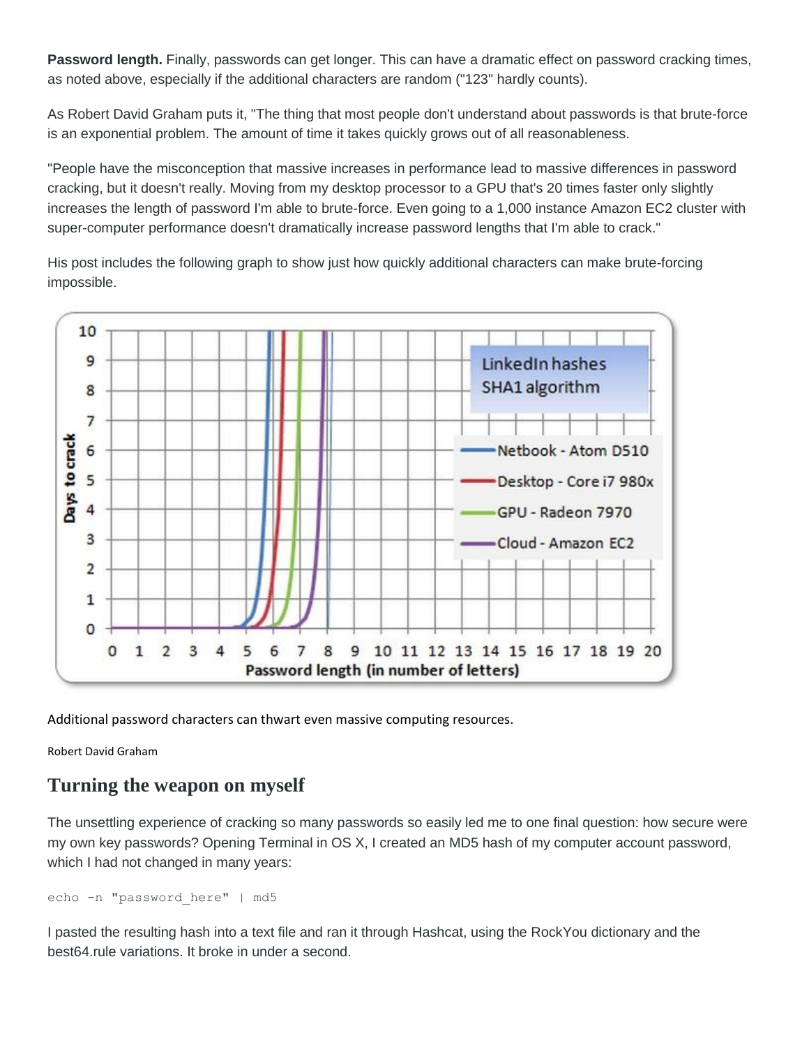**Password length.** Finally, passwords can get longer. This can have a dramatic effect on password cracking times, as noted above, especially if the additional characters are random ("123" hardly counts).

As Robert David Graham puts it, "The thing that most people don't understand about passwords is that brute-force is an exponential problem. The amount of time it takes quickly grows out of all reasonableness.

"People have the misconception that massive increases in performance lead to massive differences in password cracking, but it doesn't really. Moving from my desktop processor to a GPU that's 20 times faster only slightly increases the length of password I'm able to brute-force. Even going to a 1,000 instance Amazon EC2 cluster with super-computer performance doesn't dramatically increase password lengths that I'm able to crack."

His post includes the following graph to show just how quickly additional characters can make brute-forcing impossible.

Additional password characters can thwart even massive computing resources.

Robert David Graham

## Turning the weapon on myself

The unsettling experience of cracking so many passwords so easily led me to one final question: how secure were my own key passwords? Opening Terminal in OS X, I created an MD5 hash of my computer account password, which I had not changed in many years:

```
echo -n "password_here" | md5
```

I pasted the resulting hash into a text file and ran it through Hashcat, using the RockYou dictionary and the best64.rule variations. It broke in under a second.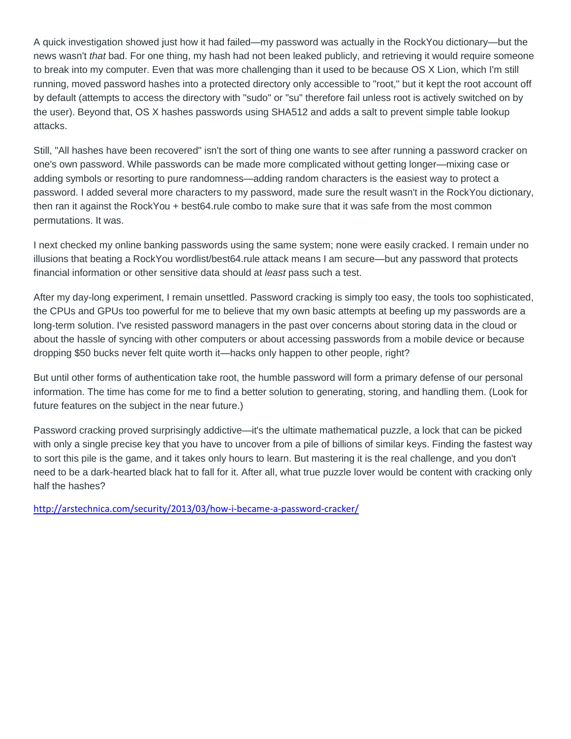A quick investigation showed just how it had failed—my password was actually in the RockYou dictionary—but the news wasn't *that* bad. For one thing, my hash had not been leaked publicly, and retrieving it would require someone to break into my computer. Even that was more challenging than it used to be because OS X Lion, which I'm still running, moved password hashes into a protected directory only accessible to "root," but it kept the root account off by default (attempts to access the directory with "sudo" or "su" therefore fail unless root is actively switched on by the user). Beyond that, OS X hashes passwords using SHA512 and adds a salt to prevent simple table lookup attacks.

Still, "All hashes have been recovered" isn't the sort of thing one wants to see after running a password cracker on one's own password. While passwords can be made more complicated without getting longer—mixing case or adding symbols or resorting to pure randomness—adding random characters is the easiest way to protect a password. I added several more characters to my password, made sure the result wasn't in the RockYou dictionary, then ran it against the RockYou + best64.rule combo to make sure that it was safe from the most common permutations. It was.

I next checked my online banking passwords using the same system; none were easily cracked. I remain under no illusions that beating a RockYou wordlist/best64.rule attack means I am secure—but any password that protects financial information or other sensitive data should at *least* pass such a test.

After my day-long experiment, I remain unsettled. Password cracking is simply too easy, the tools too sophisticated, the CPUs and GPUs too powerful for me to believe that my own basic attempts at beefing up my passwords are a long-term solution. I've resisted password managers in the past over concerns about storing data in the cloud or about the hassle of syncing with other computers or about accessing passwords from a mobile device or because dropping $50 bucks never felt quite worth it—hacks only happen to other people, right?

But until other forms of authentication take root, the humble password will form a primary defense of our personal information. The time has come for me to find a better solution to generating, storing, and handling them. (Look for future features on the subject in the near future.)

Password cracking proved surprisingly addictive—it's the ultimate mathematical puzzle, a lock that can be picked with only a single precise key that you have to uncover from a pile of billions of similar keys. Finding the fastest way to sort this pile is the game, and it takes only hours to learn. But mastering it is the real challenge, and you don't need to be a dark-hearted black hat to fall for it. After all, what true puzzle lover would be content with cracking only half the hashes?

http://arstechnica.com/security/2013/03/how-i-became-a-password-cracker/